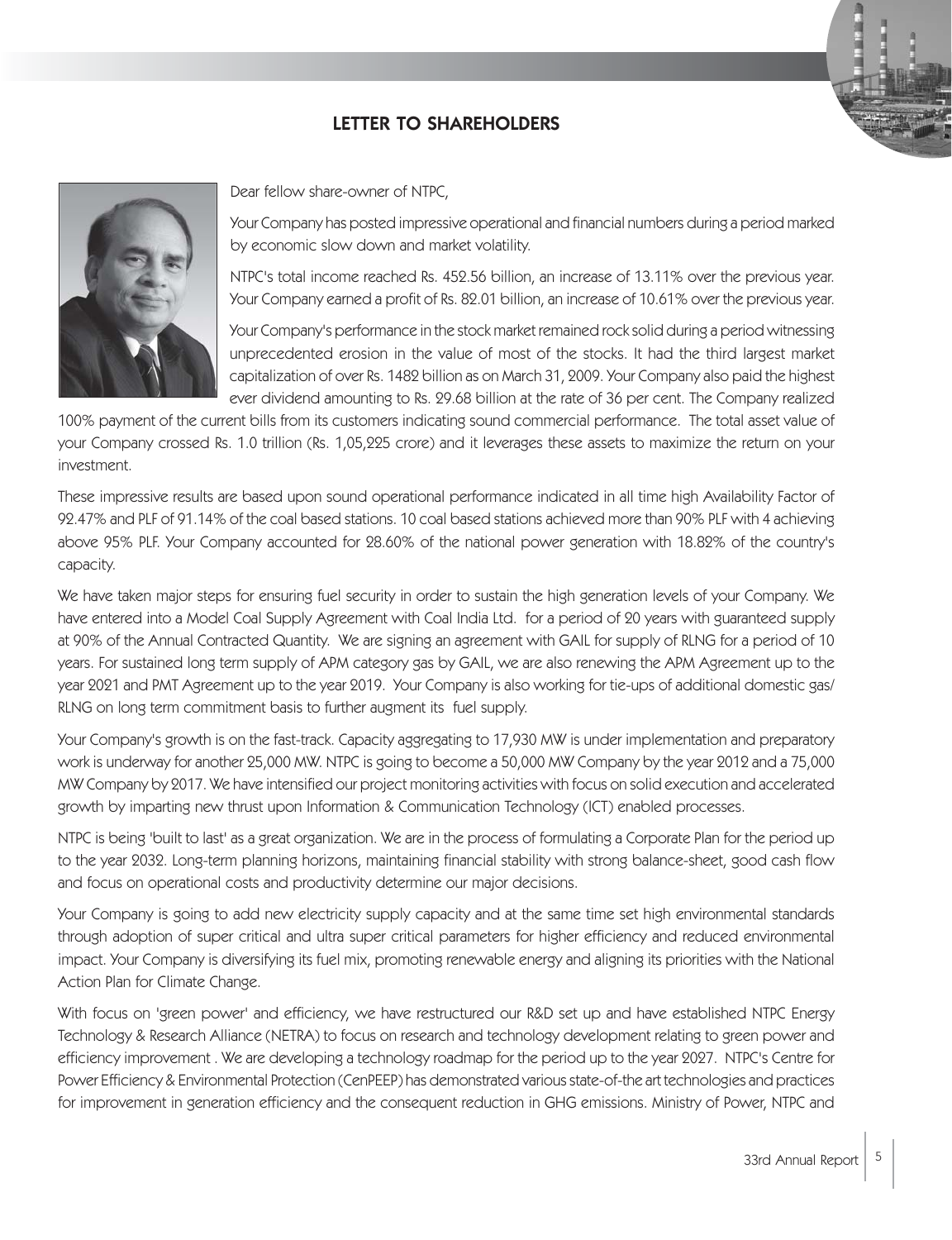# LETTER TO SHAREHOLDERS

Dear fellow share-owner of NTPC,

Your Company has posted impressive operational and financial numbers during a period marked by economic slow down and market volatility.

NTPC's total income reached Rs. 452.56 billion, an increase of 13.11% over the previous year. Your Company earned a profit of Rs. 82.01 billion, an increase of 10.61% over the previous year.

Your Company's performance in the stock market remained rock solid during a period witnessing unprecedented erosion in the value of most of the stocks. It had the third largest market capitalization of over Rs. 1482 billion as on March 31, 2009. Your Company also paid the highest ever dividend amounting to Rs. 29.68 billion at the rate of 36 per cent. The Company realized 100% payment of the current bills from its customers indicating sound commercial performance. The total asset value of your Company crossed Rs. 1.0 trillion (Rs. 1,05,225 crore) and it leverages these assets to maximize the return on your investment.

These impressive results are based upon sound operational performance indicated in all time high Availability Factor of 92.47% and PLF of 91.14% of the coal based stations. 10 coal based stations achieved more than 90% PLF with 4 achieving above 95% PLF. Your Company accounted for 28.60% of the national power generation with 18.82% of the country's capacity.

We have taken major steps for ensuring fuel security in order to sustain the high generation levels of your Company. We have entered into a Model Coal Supply Agreement with Coal India Ltd. for a period of 20 years with guaranteed supply at 90% of the Annual Contracted Quantity. We are signing an agreement with GAIL for supply of RLNG for a period of 10 years. For sustained long term supply of APM category gas by GAIL, we are also renewing the APM Agreement up to the year 2021 and PMT Agreement up to the year 2019. Your Company is also working for tie-ups of additional domestic gas/ RLNG on long term commitment basis to further augment its fuel supply.

Your Company's growth is on the fast-track. Capacity aggregating to 17,930 MW is under implementation and preparatory work is underway for another 25,000 MW. NTPC is going to become a 50,000 MW Company by the year 2012 and a 75,000 MW Company by 2017. We have intensified our project monitoring activities with focus on solid execution and accelerated growth by imparting new thrust upon Information & Communication Technology (ICT) enabled processes.

NTPC is being 'built to last' as a great organization. We are in the process of formulating a Corporate Plan for the period up to the year 2032. Long-term planning horizons, maintaining financial stability with strong balance-sheet, good cash flow and focus on operational costs and productivity determine our major decisions.

Your Company is going to add new electricity supply capacity and at the same time set high environmental standards through adoption of super critical and ultra super critical parameters for higher efficiency and reduced environmental impact. Your Company is diversifying its fuel mix, promoting renewable energy and aligning its priorities with the National Action Plan for Climate Change.

With focus on 'green power' and efficiency, we have restructured our R&D set up and have established NTPC Energy Technology & Research Alliance (NETRA) to focus on research and technology development relating to green power and efficiency improvement . We are developing a technology roadmap for the period up to the year 2027. NTPC's Centre for Power Efficiency & Environmental Protection (CenPEEP) has demonstrated various state-of-the art technologies and practices for improvement in generation efficiency and the consequent reduction in GHG emissions. Ministry of Power, NTPC and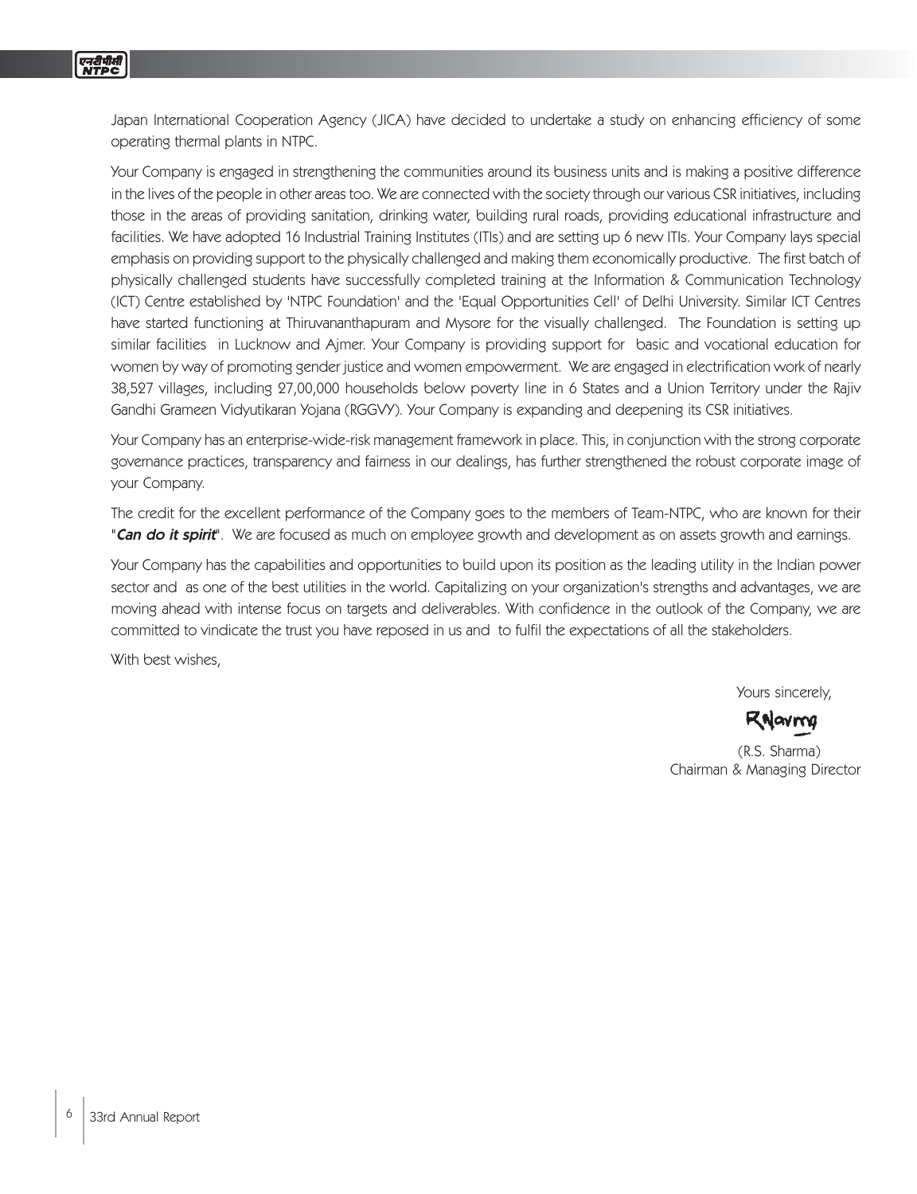Japan International Cooperation Agency (JICA) have decided to undertake a study on enhancing efficiency of some operating thermal plants in NTPC.

Your Company is engaged in strengthening the communities around its business units and is making a positive difference in the lives of the people in other areas too. We are connected with the society through our various CSR initiatives, including those in the areas of providing sanitation, drinking water, building rural roads, providing educational infrastructure and facilities. We have adopted 16 Industrial Training Institutes (ITIs) and are setting up 6 new ITIs. Your Company lays special emphasis on providing support to the physically challenged and making them economically productive. The first batch of physically challenged students have successfully completed training at the Information & Communication Technology (ICT) Centre established by 'NTPC Foundation' and the 'Equal Opportunities Cell' of Delhi University. Similar ICT Centres have started functioning at Thiruvananthapuram and Mysore for the visually challenged. The Foundation is setting up similar facilities in Lucknow and Ajmer. Your Company is providing support for basic and vocational education for women by way of promoting gender justice and women empowerment. We are engaged in electrification work of nearly 38,527 villages, including 27,00,000 households below poverty line in 6 States and a Union Territory under the Rajiv Gandhi Grameen Vidyutikaran Yojana (RGGVY). Your Company is expanding and deepening its CSR initiatives.

Your Company has an enterprise-wide-risk management framework in place. This, in conjunction with the strong corporate governance practices, transparency and fairness in our dealings, has further strengthened the robust corporate image of your Company.

The credit for the excellent performance of the Company goes to the members of Team-NTPC, who are known for their "***Can do it spirit***". We are focused as much on employee growth and development as on assets growth and earnings.

Your Company has the capabilities and opportunities to build upon its position as the leading utility in the Indian power sector and as one of the best utilities in the world. Capitalizing on your organization's strengths and advantages, we are moving ahead with intense focus on targets and deliverables. With confidence in the outlook of the Company, we are committed to vindicate the trust you have reposed in us and to fulfil the expectations of all the stakeholders.

With best wishes,

Yours sincerely,

RNarma

(R.S. Sharma)
Chairman & Managing Director